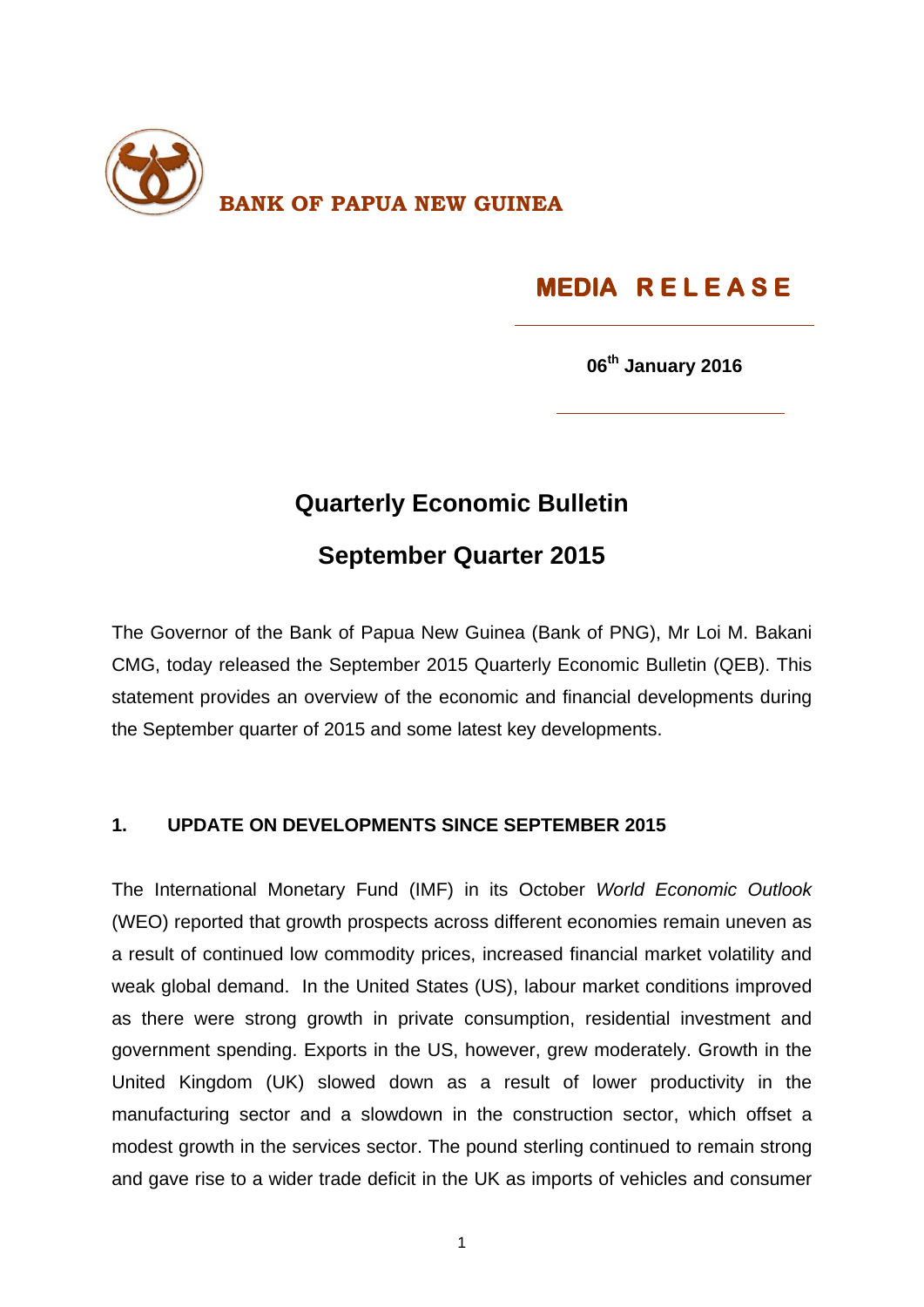**BANK OF PAPUA NEW GUINEA**

**MEDIA RELEASE**

**06th January 2016**

# Quarterly Economic Bulletin

# September Quarter 2015

The Governor of the Bank of Papua New Guinea (Bank of PNG), Mr Loi M. Bakani CMG, today released the September 2015 Quarterly Economic Bulletin (QEB). This statement provides an overview of the economic and financial developments during the September quarter of 2015 and some latest key developments.

## 1. UPDATE ON DEVELOPMENTS SINCE SEPTEMBER 2015

The International Monetary Fund (IMF) in its October *World Economic Outlook* (WEO) reported that growth prospects across different economies remain uneven as a result of continued low commodity prices, increased financial market volatility and weak global demand. In the United States (US), labour market conditions improved as there were strong growth in private consumption, residential investment and government spending. Exports in the US, however, grew moderately. Growth in the United Kingdom (UK) slowed down as a result of lower productivity in the manufacturing sector and a slowdown in the construction sector, which offset a modest growth in the services sector. The pound sterling continued to remain strong and gave rise to a wider trade deficit in the UK as imports of vehicles and consumer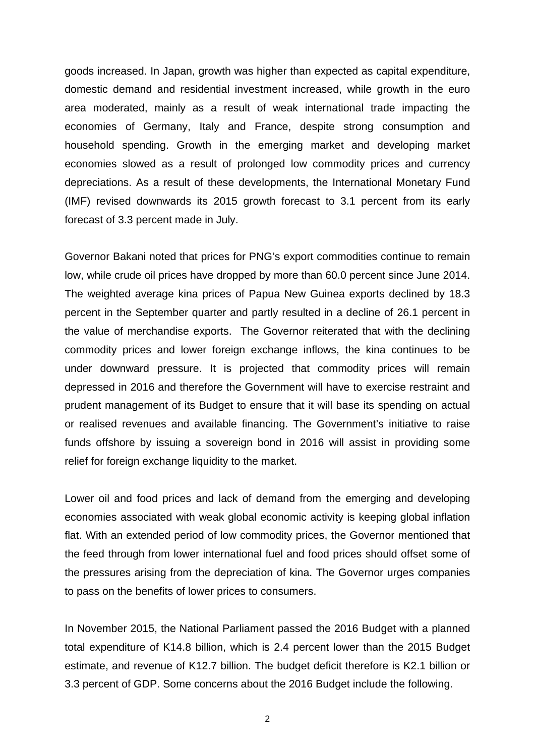goods increased. In Japan, growth was higher than expected as capital expenditure, domestic demand and residential investment increased, while growth in the euro area moderated, mainly as a result of weak international trade impacting the economies of Germany, Italy and France, despite strong consumption and household spending. Growth in the emerging market and developing market economies slowed as a result of prolonged low commodity prices and currency depreciations. As a result of these developments, the International Monetary Fund (IMF) revised downwards its 2015 growth forecast to 3.1 percent from its early forecast of 3.3 percent made in July.

Governor Bakani noted that prices for PNG's export commodities continue to remain low, while crude oil prices have dropped by more than 60.0 percent since June 2014. The weighted average kina prices of Papua New Guinea exports declined by 18.3 percent in the September quarter and partly resulted in a decline of 26.1 percent in the value of merchandise exports. The Governor reiterated that with the declining commodity prices and lower foreign exchange inflows, the kina continues to be under downward pressure. It is projected that commodity prices will remain depressed in 2016 and therefore the Government will have to exercise restraint and prudent management of its Budget to ensure that it will base its spending on actual or realised revenues and available financing. The Government's initiative to raise funds offshore by issuing a sovereign bond in 2016 will assist in providing some relief for foreign exchange liquidity to the market.

Lower oil and food prices and lack of demand from the emerging and developing economies associated with weak global economic activity is keeping global inflation flat. With an extended period of low commodity prices, the Governor mentioned that the feed through from lower international fuel and food prices should offset some of the pressures arising from the depreciation of kina. The Governor urges companies to pass on the benefits of lower prices to consumers.

In November 2015, the National Parliament passed the 2016 Budget with a planned total expenditure of K14.8 billion, which is 2.4 percent lower than the 2015 Budget estimate, and revenue of K12.7 billion. The budget deficit therefore is K2.1 billion or 3.3 percent of GDP. Some concerns about the 2016 Budget include the following.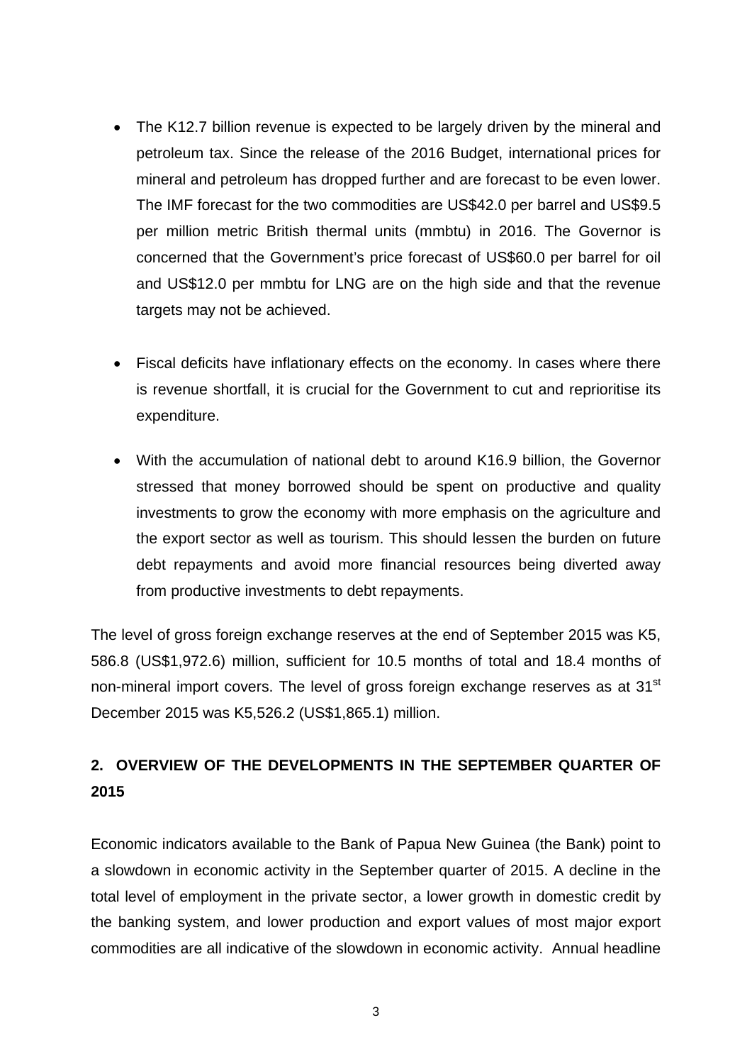- The K12.7 billion revenue is expected to be largely driven by the mineral and petroleum tax. Since the release of the 2016 Budget, international prices for mineral and petroleum has dropped further and are forecast to be even lower. The IMF forecast for the two commodities are US$42.0 per barrel and US$9.5 per million metric British thermal units (mmbtu) in 2016. The Governor is concerned that the Government's price forecast of US$60.0 per barrel for oil and US$12.0 per mmbtu for LNG are on the high side and that the revenue targets may not be achieved.

- Fiscal deficits have inflationary effects on the economy. In cases where there is revenue shortfall, it is crucial for the Government to cut and reprioritise its expenditure.

- With the accumulation of national debt to around K16.9 billion, the Governor stressed that money borrowed should be spent on productive and quality investments to grow the economy with more emphasis on the agriculture and the export sector as well as tourism. This should lessen the burden on future debt repayments and avoid more financial resources being diverted away from productive investments to debt repayments.

The level of gross foreign exchange reserves at the end of September 2015 was K5, 586.8 (US$1,972.6) million, sufficient for 10.5 months of total and 18.4 months of non-mineral import covers. The level of gross foreign exchange reserves as at 31st December 2015 was K5,526.2 (US$1,865.1) million.

## 2. OVERVIEW OF THE DEVELOPMENTS IN THE SEPTEMBER QUARTER OF 2015

Economic indicators available to the Bank of Papua New Guinea (the Bank) point to a slowdown in economic activity in the September quarter of 2015. A decline in the total level of employment in the private sector, a lower growth in domestic credit by the banking system, and lower production and export values of most major export commodities are all indicative of the slowdown in economic activity. Annual headline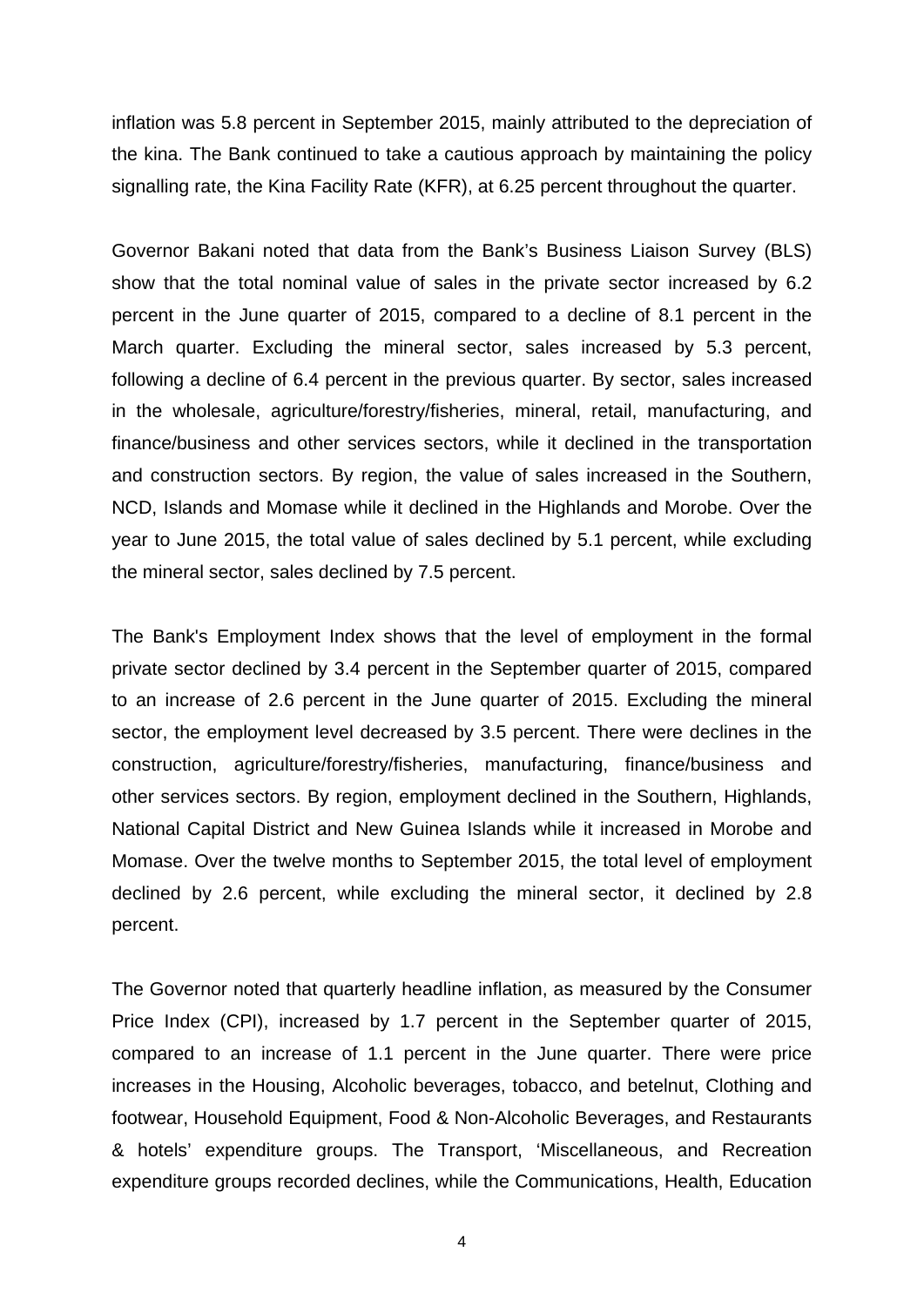inflation was 5.8 percent in September 2015, mainly attributed to the depreciation of the kina. The Bank continued to take a cautious approach by maintaining the policy signalling rate, the Kina Facility Rate (KFR), at 6.25 percent throughout the quarter.

Governor Bakani noted that data from the Bank's Business Liaison Survey (BLS) show that the total nominal value of sales in the private sector increased by 6.2 percent in the June quarter of 2015, compared to a decline of 8.1 percent in the March quarter. Excluding the mineral sector, sales increased by 5.3 percent, following a decline of 6.4 percent in the previous quarter. By sector, sales increased in the wholesale, agriculture/forestry/fisheries, mineral, retail, manufacturing, and finance/business and other services sectors, while it declined in the transportation and construction sectors. By region, the value of sales increased in the Southern, NCD, Islands and Momase while it declined in the Highlands and Morobe. Over the year to June 2015, the total value of sales declined by 5.1 percent, while excluding the mineral sector, sales declined by 7.5 percent.

The Bank's Employment Index shows that the level of employment in the formal private sector declined by 3.4 percent in the September quarter of 2015, compared to an increase of 2.6 percent in the June quarter of 2015. Excluding the mineral sector, the employment level decreased by 3.5 percent. There were declines in the construction, agriculture/forestry/fisheries, manufacturing, finance/business and other services sectors. By region, employment declined in the Southern, Highlands, National Capital District and New Guinea Islands while it increased in Morobe and Momase. Over the twelve months to September 2015, the total level of employment declined by 2.6 percent, while excluding the mineral sector, it declined by 2.8 percent.

The Governor noted that quarterly headline inflation, as measured by the Consumer Price Index (CPI), increased by 1.7 percent in the September quarter of 2015, compared to an increase of 1.1 percent in the June quarter. There were price increases in the Housing, Alcoholic beverages, tobacco, and betelnut, Clothing and footwear, Household Equipment, Food & Non-Alcoholic Beverages, and Restaurants & hotels' expenditure groups. The Transport, 'Miscellaneous, and Recreation expenditure groups recorded declines, while the Communications, Health, Education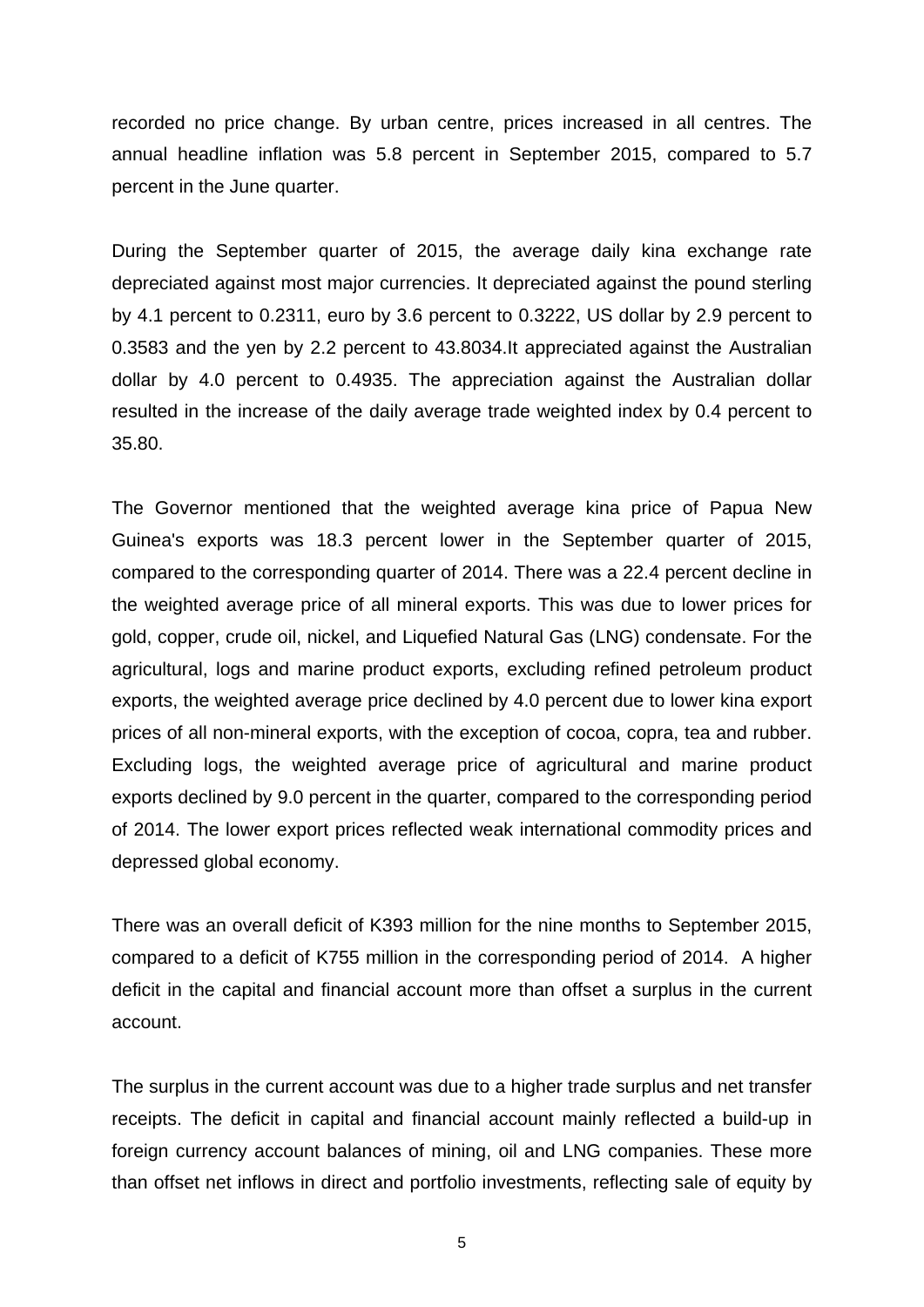recorded no price change. By urban centre, prices increased in all centres. The annual headline inflation was 5.8 percent in September 2015, compared to 5.7 percent in the June quarter.

During the September quarter of 2015, the average daily kina exchange rate depreciated against most major currencies. It depreciated against the pound sterling by 4.1 percent to 0.2311, euro by 3.6 percent to 0.3222, US dollar by 2.9 percent to 0.3583 and the yen by 2.2 percent to 43.8034.It appreciated against the Australian dollar by 4.0 percent to 0.4935. The appreciation against the Australian dollar resulted in the increase of the daily average trade weighted index by 0.4 percent to 35.80.

The Governor mentioned that the weighted average kina price of Papua New Guinea's exports was 18.3 percent lower in the September quarter of 2015, compared to the corresponding quarter of 2014. There was a 22.4 percent decline in the weighted average price of all mineral exports. This was due to lower prices for gold, copper, crude oil, nickel, and Liquefied Natural Gas (LNG) condensate. For the agricultural, logs and marine product exports, excluding refined petroleum product exports, the weighted average price declined by 4.0 percent due to lower kina export prices of all non-mineral exports, with the exception of cocoa, copra, tea and rubber. Excluding logs, the weighted average price of agricultural and marine product exports declined by 9.0 percent in the quarter, compared to the corresponding period of 2014. The lower export prices reflected weak international commodity prices and depressed global economy.

There was an overall deficit of K393 million for the nine months to September 2015, compared to a deficit of K755 million in the corresponding period of 2014. A higher deficit in the capital and financial account more than offset a surplus in the current account.

The surplus in the current account was due to a higher trade surplus and net transfer receipts. The deficit in capital and financial account mainly reflected a build-up in foreign currency account balances of mining, oil and LNG companies. These more than offset net inflows in direct and portfolio investments, reflecting sale of equity by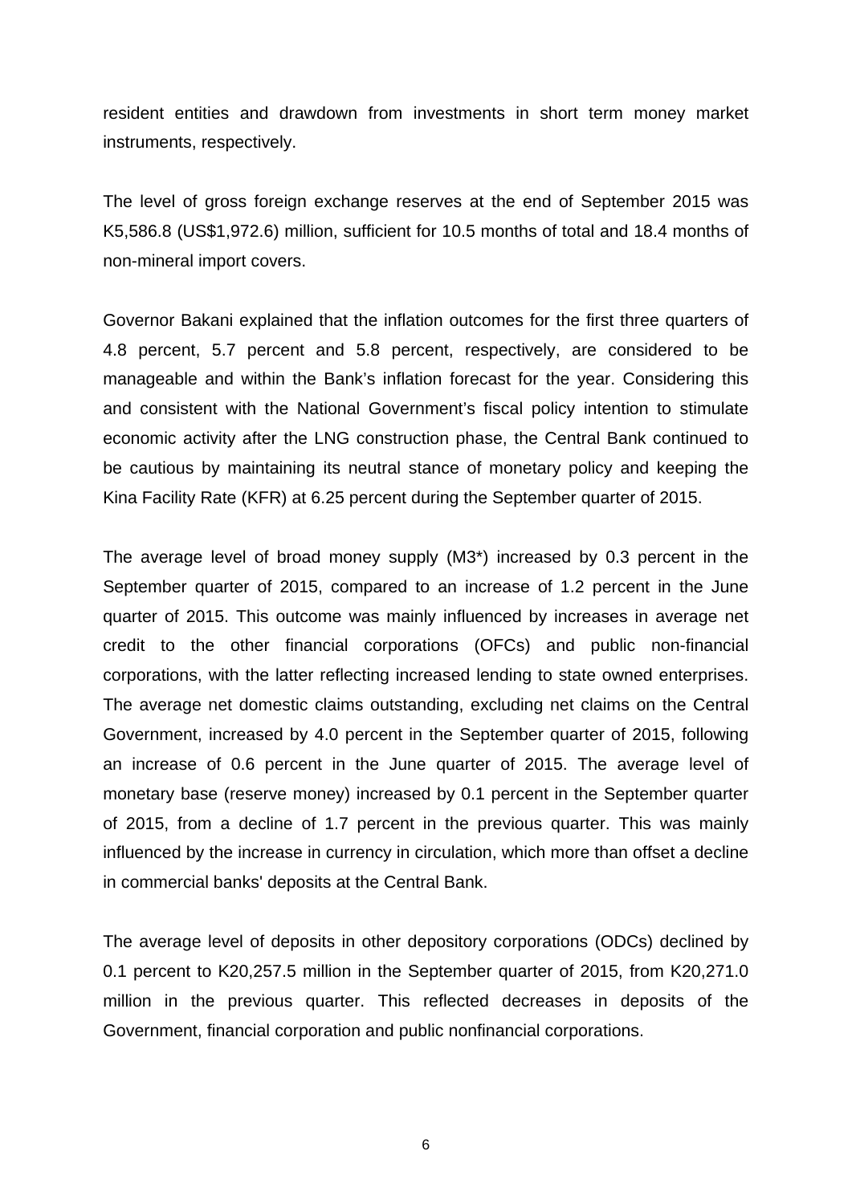resident entities and drawdown from investments in short term money market instruments, respectively.

The level of gross foreign exchange reserves at the end of September 2015 was K5,586.8 (US$1,972.6) million, sufficient for 10.5 months of total and 18.4 months of non-mineral import covers.

Governor Bakani explained that the inflation outcomes for the first three quarters of 4.8 percent, 5.7 percent and 5.8 percent, respectively, are considered to be manageable and within the Bank's inflation forecast for the year. Considering this and consistent with the National Government's fiscal policy intention to stimulate economic activity after the LNG construction phase, the Central Bank continued to be cautious by maintaining its neutral stance of monetary policy and keeping the Kina Facility Rate (KFR) at 6.25 percent during the September quarter of 2015.

The average level of broad money supply (M3*) increased by 0.3 percent in the September quarter of 2015, compared to an increase of 1.2 percent in the June quarter of 2015. This outcome was mainly influenced by increases in average net credit to the other financial corporations (OFCs) and public non-financial corporations, with the latter reflecting increased lending to state owned enterprises. The average net domestic claims outstanding, excluding net claims on the Central Government, increased by 4.0 percent in the September quarter of 2015, following an increase of 0.6 percent in the June quarter of 2015. The average level of monetary base (reserve money) increased by 0.1 percent in the September quarter of 2015, from a decline of 1.7 percent in the previous quarter. This was mainly influenced by the increase in currency in circulation, which more than offset a decline in commercial banks' deposits at the Central Bank.

The average level of deposits in other depository corporations (ODCs) declined by 0.1 percent to K20,257.5 million in the September quarter of 2015, from K20,271.0 million in the previous quarter. This reflected decreases in deposits of the Government, financial corporation and public nonfinancial corporations.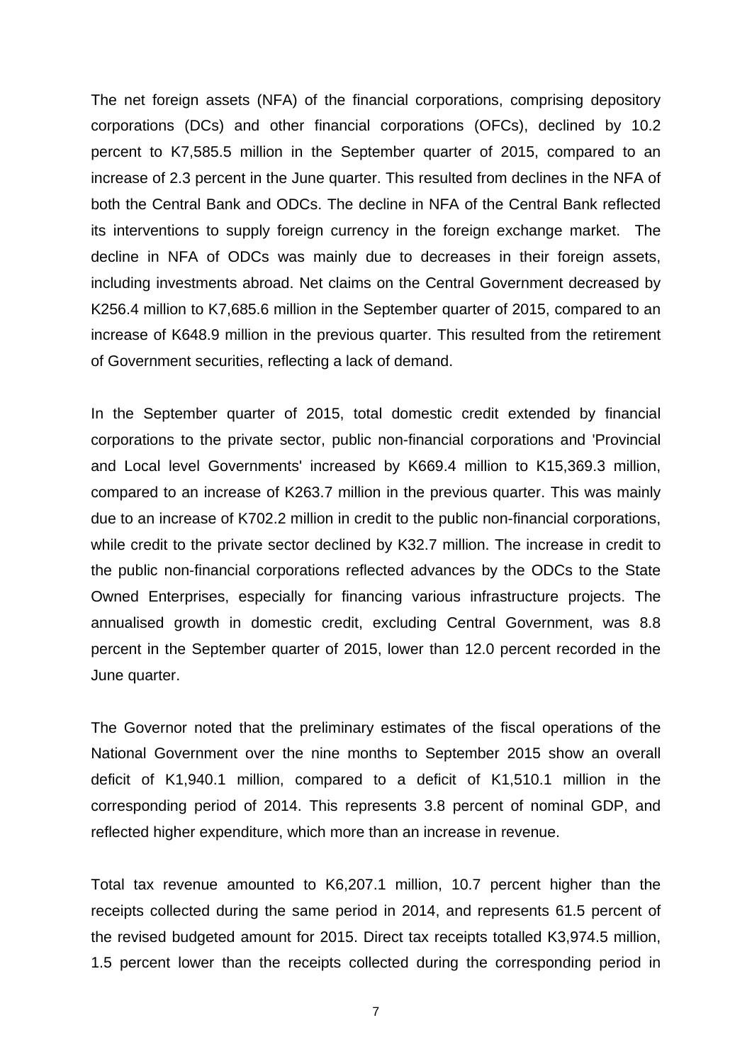The net foreign assets (NFA) of the financial corporations, comprising depository corporations (DCs) and other financial corporations (OFCs), declined by 10.2 percent to K7,585.5 million in the September quarter of 2015, compared to an increase of 2.3 percent in the June quarter. This resulted from declines in the NFA of both the Central Bank and ODCs. The decline in NFA of the Central Bank reflected its interventions to supply foreign currency in the foreign exchange market. The decline in NFA of ODCs was mainly due to decreases in their foreign assets, including investments abroad. Net claims on the Central Government decreased by K256.4 million to K7,685.6 million in the September quarter of 2015, compared to an increase of K648.9 million in the previous quarter. This resulted from the retirement of Government securities, reflecting a lack of demand.

In the September quarter of 2015, total domestic credit extended by financial corporations to the private sector, public non-financial corporations and 'Provincial and Local level Governments' increased by K669.4 million to K15,369.3 million, compared to an increase of K263.7 million in the previous quarter. This was mainly due to an increase of K702.2 million in credit to the public non-financial corporations, while credit to the private sector declined by K32.7 million. The increase in credit to the public non-financial corporations reflected advances by the ODCs to the State Owned Enterprises, especially for financing various infrastructure projects. The annualised growth in domestic credit, excluding Central Government, was 8.8 percent in the September quarter of 2015, lower than 12.0 percent recorded in the June quarter.

The Governor noted that the preliminary estimates of the fiscal operations of the National Government over the nine months to September 2015 show an overall deficit of K1,940.1 million, compared to a deficit of K1,510.1 million in the corresponding period of 2014. This represents 3.8 percent of nominal GDP, and reflected higher expenditure, which more than an increase in revenue.

Total tax revenue amounted to K6,207.1 million, 10.7 percent higher than the receipts collected during the same period in 2014, and represents 61.5 percent of the revised budgeted amount for 2015. Direct tax receipts totalled K3,974.5 million, 1.5 percent lower than the receipts collected during the corresponding period in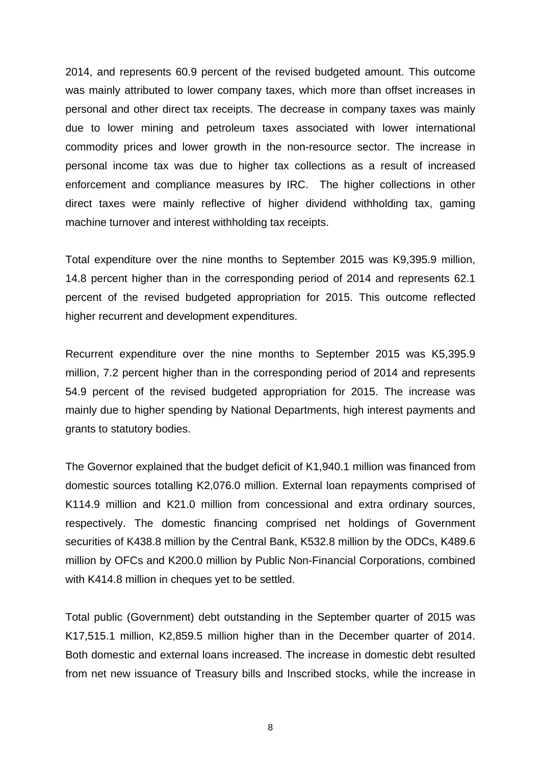2014, and represents 60.9 percent of the revised budgeted amount. This outcome was mainly attributed to lower company taxes, which more than offset increases in personal and other direct tax receipts. The decrease in company taxes was mainly due to lower mining and petroleum taxes associated with lower international commodity prices and lower growth in the non-resource sector. The increase in personal income tax was due to higher tax collections as a result of increased enforcement and compliance measures by IRC. The higher collections in other direct taxes were mainly reflective of higher dividend withholding tax, gaming machine turnover and interest withholding tax receipts.

Total expenditure over the nine months to September 2015 was K9,395.9 million, 14.8 percent higher than in the corresponding period of 2014 and represents 62.1 percent of the revised budgeted appropriation for 2015. This outcome reflected higher recurrent and development expenditures.

Recurrent expenditure over the nine months to September 2015 was K5,395.9 million, 7.2 percent higher than in the corresponding period of 2014 and represents 54.9 percent of the revised budgeted appropriation for 2015. The increase was mainly due to higher spending by National Departments, high interest payments and grants to statutory bodies.

The Governor explained that the budget deficit of K1,940.1 million was financed from domestic sources totalling K2,076.0 million. External loan repayments comprised of K114.9 million and K21.0 million from concessional and extra ordinary sources, respectively. The domestic financing comprised net holdings of Government securities of K438.8 million by the Central Bank, K532.8 million by the ODCs, K489.6 million by OFCs and K200.0 million by Public Non-Financial Corporations, combined with K414.8 million in cheques yet to be settled.

Total public (Government) debt outstanding in the September quarter of 2015 was K17,515.1 million, K2,859.5 million higher than in the December quarter of 2014. Both domestic and external loans increased. The increase in domestic debt resulted from net new issuance of Treasury bills and Inscribed stocks, while the increase in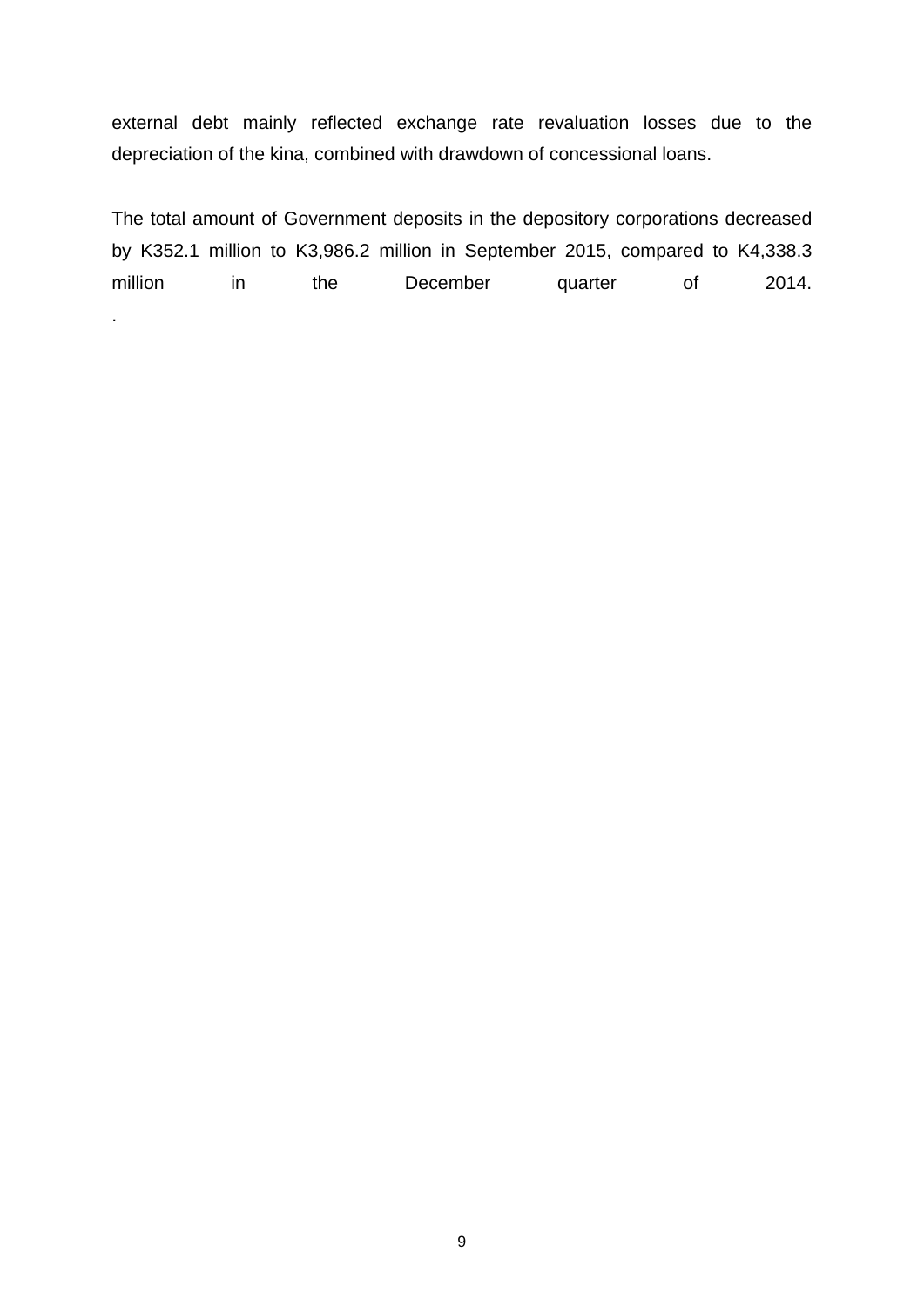external debt mainly reflected exchange rate revaluation losses due to the depreciation of the kina, combined with drawdown of concessional loans.

The total amount of Government deposits in the depository corporations decreased by K352.1 million to K3,986.2 million in September 2015, compared to K4,338.3 million in the December quarter of 2014.
.